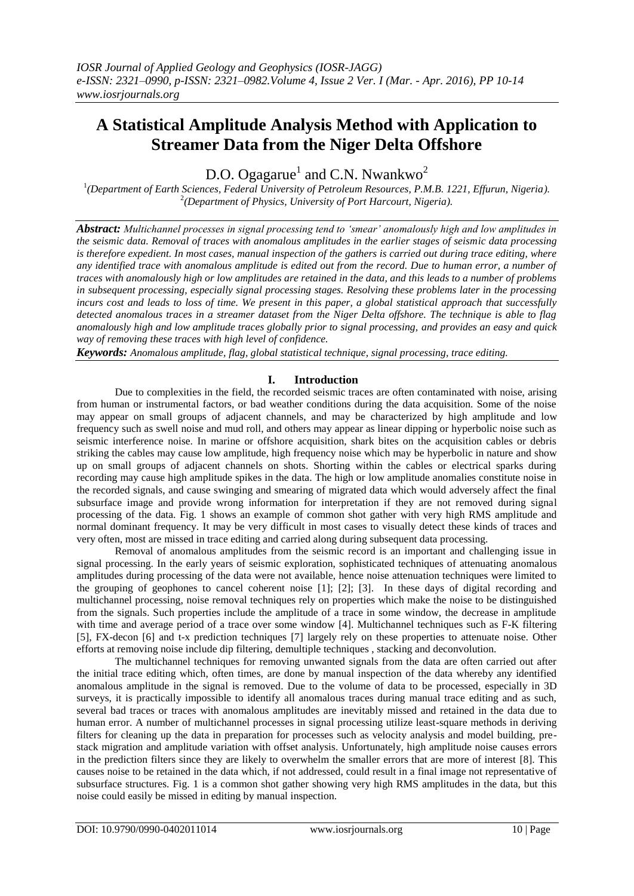# A Statistical Amplitude Analysis Method with Application to Streamer Data from the Niger Delta Offshore

D.O. Ogagarue[1] and C.N. Nwankwo[2]

[1](Department of Earth Sciences, Federal University of Petroleum Resources, P.M.B. 1221, Effurun, Nigeria).
[2](Department of Physics, University of Port Harcourt, Nigeria).

***Abstract:*** *Multichannel processes in signal processing tend to 'smear' anomalously high and low amplitudes in the seismic data. Removal of traces with anomalous amplitudes in the earlier stages of seismic data processing is therefore expedient. In most cases, manual inspection of the gathers is carried out during trace editing, where any identified trace with anomalous amplitude is edited out from the record. Due to human error, a number of traces with anomalously high or low amplitudes are retained in the data, and this leads to a number of problems in subsequent processing, especially signal processing stages. Resolving these problems later in the processing incurs cost and leads to loss of time. We present in this paper, a global statistical approach that successfully detected anomalous traces in a streamer dataset from the Niger Delta offshore. The technique is able to flag anomalously high and low amplitude traces globally prior to signal processing, and provides an easy and quick way of removing these traces with high level of confidence.*

***Keywords:*** *Anomalous amplitude, flag, global statistical technique, signal processing, trace editing.*

## I. Introduction

Due to complexities in the field, the recorded seismic traces are often contaminated with noise, arising from human or instrumental factors, or bad weather conditions during the data acquisition. Some of the noise may appear on small groups of adjacent channels, and may be characterized by high amplitude and low frequency such as swell noise and mud roll, and others may appear as linear dipping or hyperbolic noise such as seismic interference noise. In marine or offshore acquisition, shark bites on the acquisition cables or debris striking the cables may cause low amplitude, high frequency noise which may be hyperbolic in nature and show up on small groups of adjacent channels on shots. Shorting within the cables or electrical sparks during recording may cause high amplitude spikes in the data. The high or low amplitude anomalies constitute noise in the recorded signals, and cause swinging and smearing of migrated data which would adversely affect the final subsurface image and provide wrong information for interpretation if they are not removed during signal processing of the data. Fig. 1 shows an example of common shot gather with very high RMS amplitude and normal dominant frequency. It may be very difficult in most cases to visually detect these kinds of traces and very often, most are missed in trace editing and carried along during subsequent data processing.

Removal of anomalous amplitudes from the seismic record is an important and challenging issue in signal processing. In the early years of seismic exploration, sophisticated techniques of attenuating anomalous amplitudes during processing of the data were not available, hence noise attenuation techniques were limited to the grouping of geophones to cancel coherent noise [1]; [2]; [3]. In these days of digital recording and multichannel processing, noise removal techniques rely on properties which make the noise to be distinguished from the signals. Such properties include the amplitude of a trace in some window, the decrease in amplitude with time and average period of a trace over some window [4]. Multichannel techniques such as F-K filtering [5], FX-decon [6] and t-x prediction techniques [7] largely rely on these properties to attenuate noise. Other efforts at removing noise include dip filtering, demultiple techniques , stacking and deconvolution.

The multichannel techniques for removing unwanted signals from the data are often carried out after the initial trace editing which, often times, are done by manual inspection of the data whereby any identified anomalous amplitude in the signal is removed. Due to the volume of data to be processed, especially in 3D surveys, it is practically impossible to identify all anomalous traces during manual trace editing and as such, several bad traces or traces with anomalous amplitudes are inevitably missed and retained in the data due to human error. A number of multichannel processes in signal processing utilize least-square methods in deriving filters for cleaning up the data in preparation for processes such as velocity analysis and model building, pre-stack migration and amplitude variation with offset analysis. Unfortunately, high amplitude noise causes errors in the prediction filters since they are likely to overwhelm the smaller errors that are more of interest [8]. This causes noise to be retained in the data which, if not addressed, could result in a final image not representative of subsurface structures. Fig. 1 is a common shot gather showing very high RMS amplitudes in the data, but this noise could easily be missed in editing by manual inspection.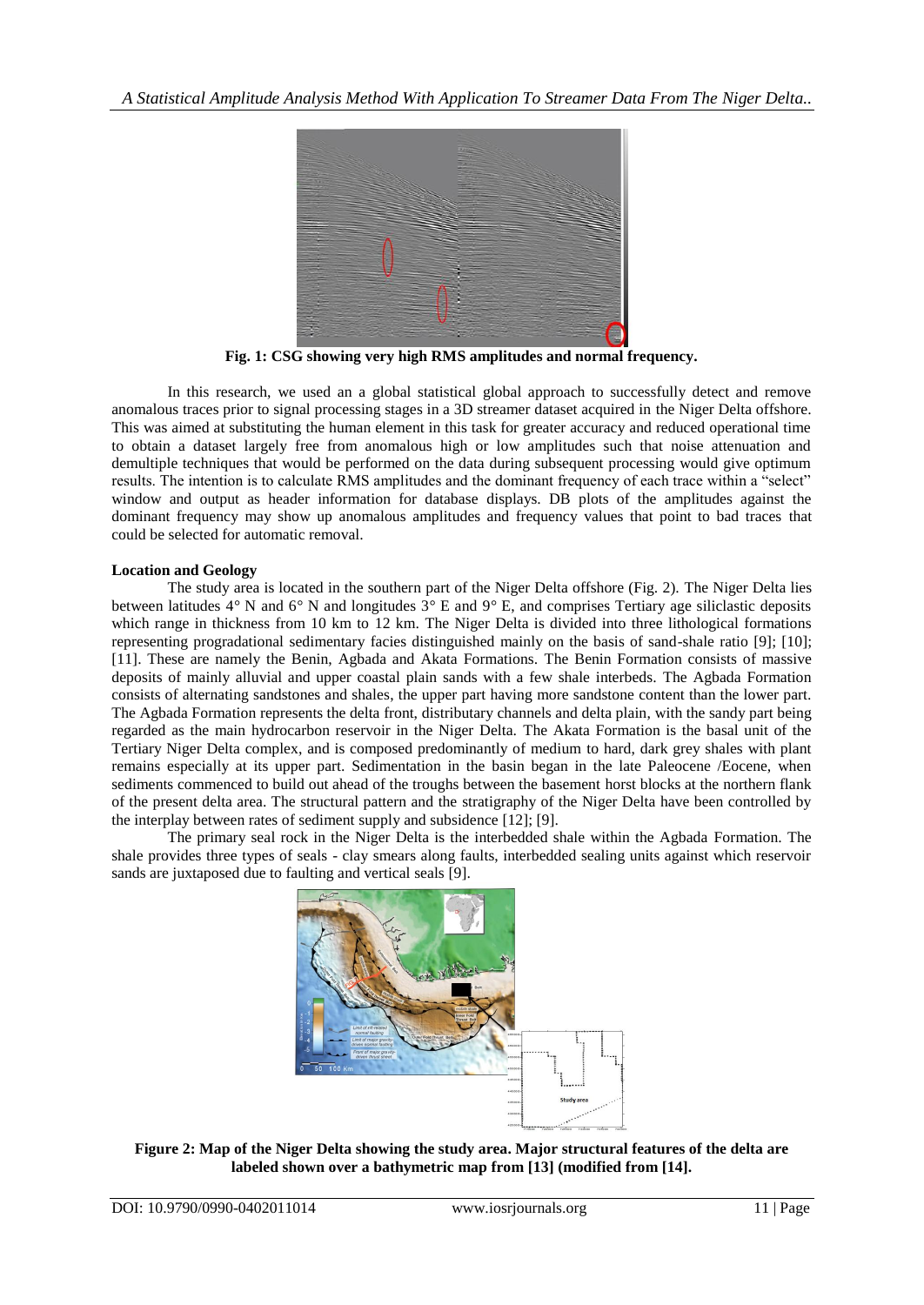**Fig. 1: CSG showing very high RMS amplitudes and normal frequency.**

In this research, we used an a global statistical global approach to successfully detect and remove anomalous traces prior to signal processing stages in a 3D streamer dataset acquired in the Niger Delta offshore. This was aimed at substituting the human element in this task for greater accuracy and reduced operational time to obtain a dataset largely free from anomalous high or low amplitudes such that noise attenuation and demultiple techniques that would be performed on the data during subsequent processing would give optimum results. The intention is to calculate RMS amplitudes and the dominant frequency of each trace within a "select" window and output as header information for database displays. DB plots of the amplitudes against the dominant frequency may show up anomalous amplitudes and frequency values that point to bad traces that could be selected for automatic removal.

**Location and Geology**

The study area is located in the southern part of the Niger Delta offshore (Fig. 2). The Niger Delta lies between latitudes 4° N and 6° N and longitudes 3° E and 9° E, and comprises Tertiary age siliclastic deposits which range in thickness from 10 km to 12 km. The Niger Delta is divided into three lithological formations representing progradational sedimentary facies distinguished mainly on the basis of sand-shale ratio [9]; [10]; [11]. These are namely the Benin, Agbada and Akata Formations. The Benin Formation consists of massive deposits of mainly alluvial and upper coastal plain sands with a few shale interbeds. The Agbada Formation consists of alternating sandstones and shales, the upper part having more sandstone content than the lower part. The Agbada Formation represents the delta front, distributary channels and delta plain, with the sandy part being regarded as the main hydrocarbon reservoir in the Niger Delta. The Akata Formation is the basal unit of the Tertiary Niger Delta complex, and is composed predominantly of medium to hard, dark grey shales with plant remains especially at its upper part. Sedimentation in the basin began in the late Paleocene /Eocene, when sediments commenced to build out ahead of the troughs between the basement horst blocks at the northern flank of the present delta area. The structural pattern and the stratigraphy of the Niger Delta have been controlled by the interplay between rates of sediment supply and subsidence [12]; [9].

The primary seal rock in the Niger Delta is the interbedded shale within the Agbada Formation. The shale provides three types of seals - clay smears along faults, interbedded sealing units against which reservoir sands are juxtaposed due to faulting and vertical seals [9].

**Figure 2: Map of the Niger Delta showing the study area. Major structural features of the delta are labeled shown over a bathymetric map from [13] (modified from [14].**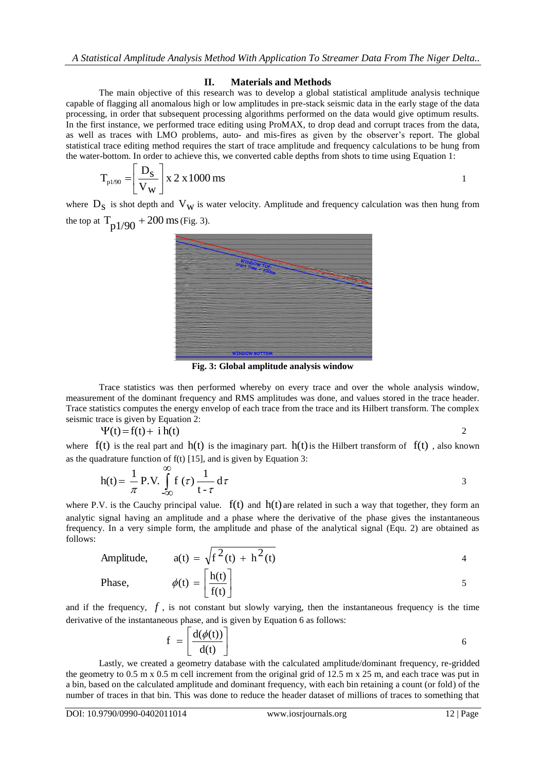## II. Materials and Methods

The main objective of this research was to develop a global statistical amplitude analysis technique capable of flagging all anomalous high or low amplitudes in pre-stack seismic data in the early stage of the data processing, in order that subsequent processing algorithms performed on the data would give optimum results. In the first instance, we performed trace editing using ProMAX, to drop dead and corrupt traces from the data, as well as traces with LMO problems, auto- and mis-fires as given by the observer's report. The global statistical trace editing method requires the start of trace amplitude and frequency calculations to be hung from the water-bottom. In order to achieve this, we converted cable depths from shots to time using Equation 1:

$$T_{p1/90} = \left[ \frac{D_S}{V_W} \right] \text{x } 2 \text{ x} 1000 \text{ ms} \qquad 1$$

where $D_S$ is shot depth and $V_W$ is water velocity. Amplitude and frequency calculation was then hung from the top at $T_{p1/90} + 200$ ms (Fig. 3).

**Fig. 3: Global amplitude analysis window**

Trace statistics was then performed whereby on every trace and over the whole analysis window, measurement of the dominant frequency and RMS amplitudes was done, and values stored in the trace header. Trace statistics computes the energy envelop of each trace from the trace and its Hilbert transform. The complex seismic trace is given by Equation 2:

$$\Psi(t) = f(t) + i\, h(t) \qquad 2$$

where $f(t)$ is the real part and $h(t)$ is the imaginary part. $h(t)$ is the Hilbert transform of $f(t)$, also known as the quadrature function of f(t) [15], and is given by Equation 3:

$$h(t) = \frac{1}{\pi} \text{P.V.} \int_{-\infty}^{\infty} f(\tau) \frac{1}{t - \tau} d\tau \qquad 3$$

where P.V. is the Cauchy principal value. $f(t)$ and $h(t)$ are related in such a way that together, they form an analytic signal having an amplitude and a phase where the derivative of the phase gives the instantaneous frequency. In a very simple form, the amplitude and phase of the analytical signal (Equ. 2) are obtained as follows:

$$\text{Amplitude,} \qquad a(t) = \sqrt{f^2(t) + h^2(t)} \qquad 4$$

$$\text{Phase,} \qquad \phi(t) = \left[ \frac{h(t)}{f(t)} \right] \qquad 5$$

and if the frequency, $f$, is not constant but slowly varying, then the instantaneous frequency is the time derivative of the instantaneous phase, and is given by Equation 6 as follows:

$$f = \left[ \frac{d(\phi(t))}{d(t)} \right] \qquad 6$$

Lastly, we created a geometry database with the calculated amplitude/dominant frequency, re-gridded the geometry to 0.5 m x 0.5 m cell increment from the original grid of 12.5 m x 25 m, and each trace was put in a bin, based on the calculated amplitude and dominant frequency, with each bin retaining a count (or fold) of the number of traces in that bin. This was done to reduce the header dataset of millions of traces to something that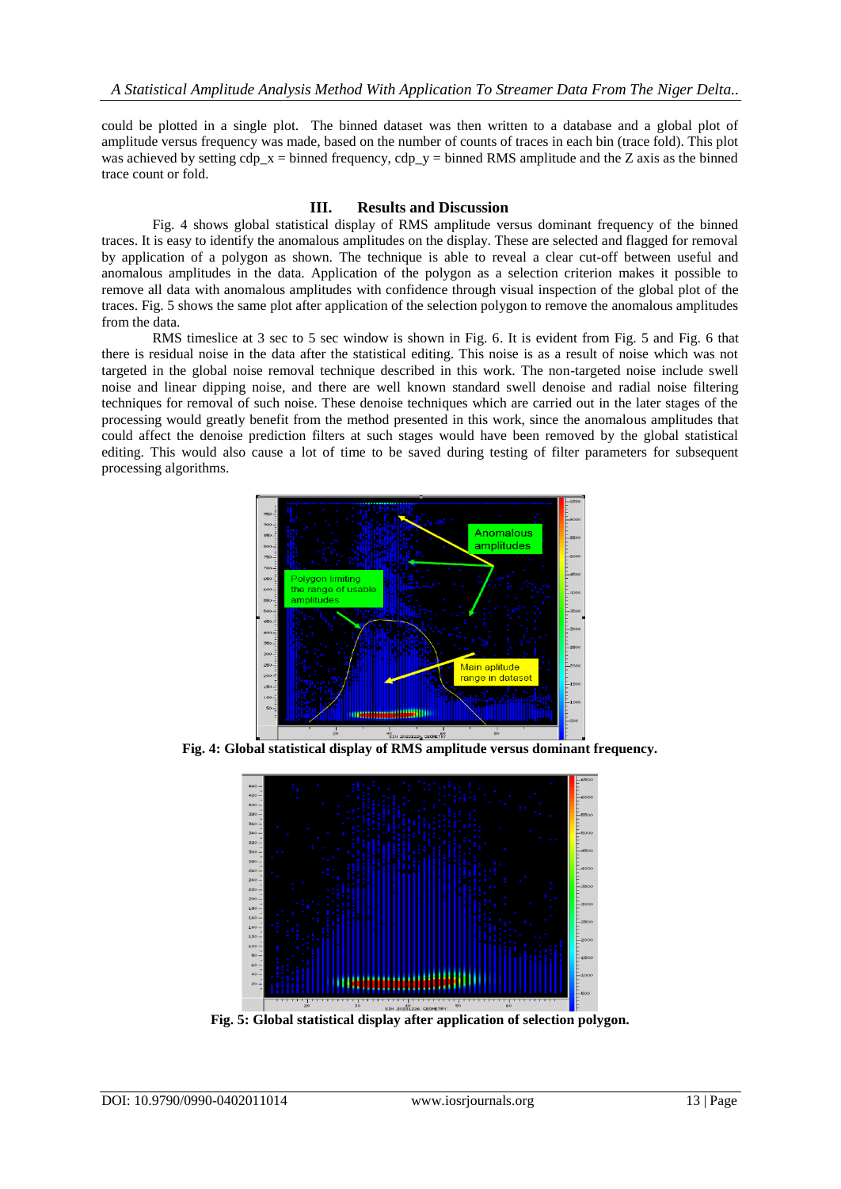could be plotted in a single plot. The binned dataset was then written to a database and a global plot of amplitude versus frequency was made, based on the number of counts of traces in each bin (trace fold). This plot was achieved by setting cdp_x = binned frequency, cdp_y = binned RMS amplitude and the Z axis as the binned trace count or fold.

## III. Results and Discussion

Fig. 4 shows global statistical display of RMS amplitude versus dominant frequency of the binned traces. It is easy to identify the anomalous amplitudes on the display. These are selected and flagged for removal by application of a polygon as shown. The technique is able to reveal a clear cut-off between useful and anomalous amplitudes in the data. Application of the polygon as a selection criterion makes it possible to remove all data with anomalous amplitudes with confidence through visual inspection of the global plot of the traces. Fig. 5 shows the same plot after application of the selection polygon to remove the anomalous amplitudes from the data.

RMS timeslice at 3 sec to 5 sec window is shown in Fig. 6. It is evident from Fig. 5 and Fig. 6 that there is residual noise in the data after the statistical editing. This noise is as a result of noise which was not targeted in the global noise removal technique described in this work. The non-targeted noise include swell noise and linear dipping noise, and there are well known standard swell denoise and radial noise filtering techniques for removal of such noise. These denoise techniques which are carried out in the later stages of the processing would greatly benefit from the method presented in this work, since the anomalous amplitudes that could affect the denoise prediction filters at such stages would have been removed by the global statistical editing. This would also cause a lot of time to be saved during testing of filter parameters for subsequent processing algorithms.

**Fig. 4: Global statistical display of RMS amplitude versus dominant frequency.**

**Fig. 5: Global statistical display after application of selection polygon.**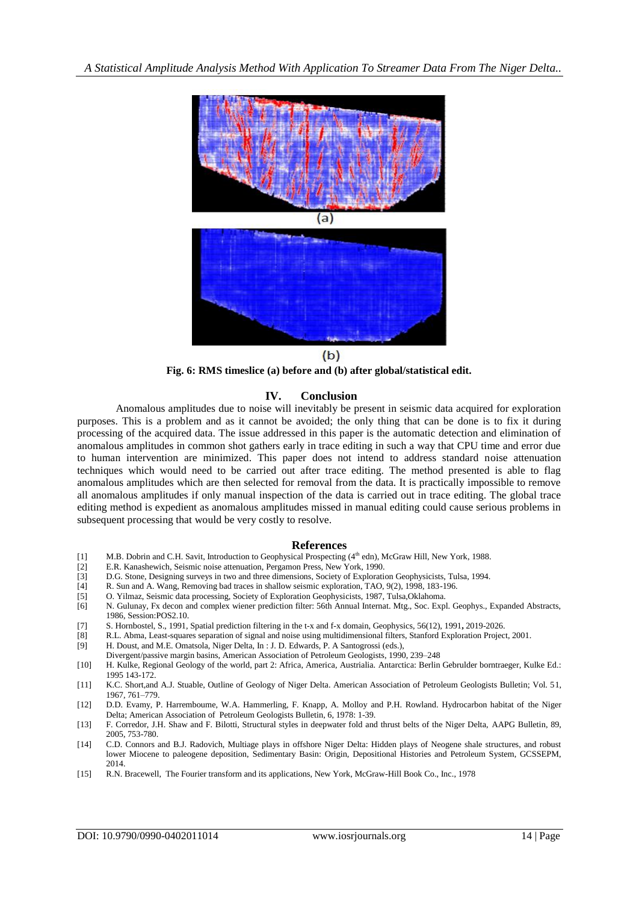(a)

(b)

**Fig. 6: RMS timeslice (a) before and (b) after global/statistical edit.**

## IV. Conclusion

Anomalous amplitudes due to noise will inevitably be present in seismic data acquired for exploration purposes. This is a problem and as it cannot be avoided; the only thing that can be done is to fix it during processing of the acquired data. The issue addressed in this paper is the automatic detection and elimination of anomalous amplitudes in common shot gathers early in trace editing in such a way that CPU time and error due to human intervention are minimized. This paper does not intend to address standard noise attenuation techniques which would need to be carried out after trace editing. The method presented is able to flag anomalous amplitudes which are then selected for removal from the data. It is practically impossible to remove all anomalous amplitudes if only manual inspection of the data is carried out in trace editing. The global trace editing method is expedient as anomalous amplitudes missed in manual editing could cause serious problems in subsequent processing that would be very costly to resolve.

## References

[1] M.B. Dobrin and C.H. Savit, Introduction to Geophysical Prospecting (4th edn), McGraw Hill, New York, 1988.

[2] E.R. Kanashewich, Seismic noise attenuation, Pergamon Press, New York, 1990.

[3] D.G. Stone, Designing surveys in two and three dimensions, Society of Exploration Geophysicists, Tulsa, 1994.

[4] R. Sun and A. Wang, Removing bad traces in shallow seismic exploration, TAO, 9(2), 1998, 183-196.

[5] O. Yilmaz, Seismic data processing, Society of Exploration Geophysicists, 1987, Tulsa,Oklahoma.

[6] N. Gulunay, Fx decon and complex wiener prediction filter: 56th Annual Internat. Mtg., Soc. Expl. Geophys., Expanded Abstracts, 1986, Session:POS2.10.

[7] S. Hornbostel, S., 1991, Spatial prediction filtering in the t-x and f-x domain, Geophysics, 56(12), 1991, 2019-2026.

[8] R.L. Abma, Least-squares separation of signal and noise using multidimensional filters, Stanford Exploration Project, 2001.

[9] H. Doust, and M.E. Omatsola, Niger Delta, In : J. D. Edwards, P. A Santogrossi (eds.), Divergent/passive margin basins, American Association of Petroleum Geologists, 1990, 239–248

[10] H. Kulke, Regional Geology of the world, part 2: Africa, America, Austrialia. Antarctica: Berlin Gebrulder borntraeger, Kulke Ed.: 1995 143-172.

[11] K.C. Short,and A.J. Stuable, Outline of Geology of Niger Delta. American Association of Petroleum Geologists Bulletin; Vol. 51, 1967, 761–779.

[12] D.D. Evamy, P. Harremboume, W.A. Hammerling, F. Knapp, A. Molloy and P.H. Rowland. Hydrocarbon habitat of the Niger Delta; American Association of Petroleum Geologists Bulletin, 6, 1978: 1-39.

[13] F. Corredor, J.H. Shaw and F. Bilotti, Structural styles in deepwater fold and thrust belts of the Niger Delta, AAPG Bulletin, 89, 2005, 753-780.

[14] C.D. Connors and B.J. Radovich, Multiage plays in offshore Niger Delta: Hidden plays of Neogene shale structures, and robust lower Miocene to paleogene deposition, Sedimentary Basin: Origin, Depositional Histories and Petroleum System, GCSSEPM, 2014.

[15] R.N. Bracewell, The Fourier transform and its applications, New York, McGraw-Hill Book Co., Inc., 1978